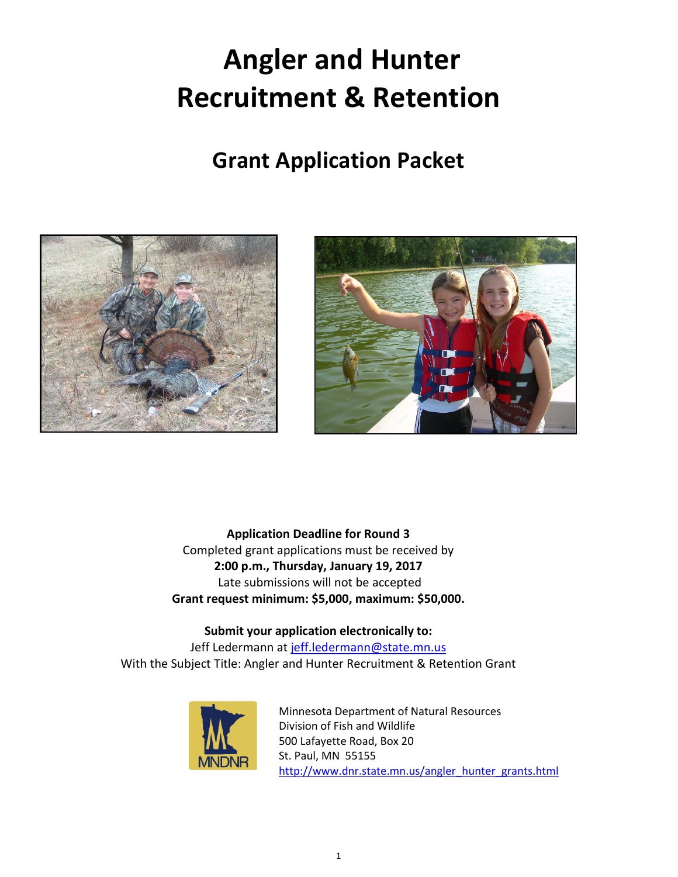# Angler and Hunter Recruitment & Retention

## Grant Application Packet

**Application Deadline for Round 3**
Completed grant applications must be received by
**2:00 p.m., Thursday, January 19, 2017**
Late submissions will not be accepted
**Grant request minimum: $5,000, maximum: $50,000.**

**Submit your application electronically to:**
Jeff Ledermann at jeff.ledermann@state.mn.us
With the Subject Title: Angler and Hunter Recruitment & Retention Grant

Minnesota Department of Natural Resources
Division of Fish and Wildlife
500 Lafayette Road, Box 20
St. Paul, MN 55155
http://www.dnr.state.mn.us/angler_hunter_grants.html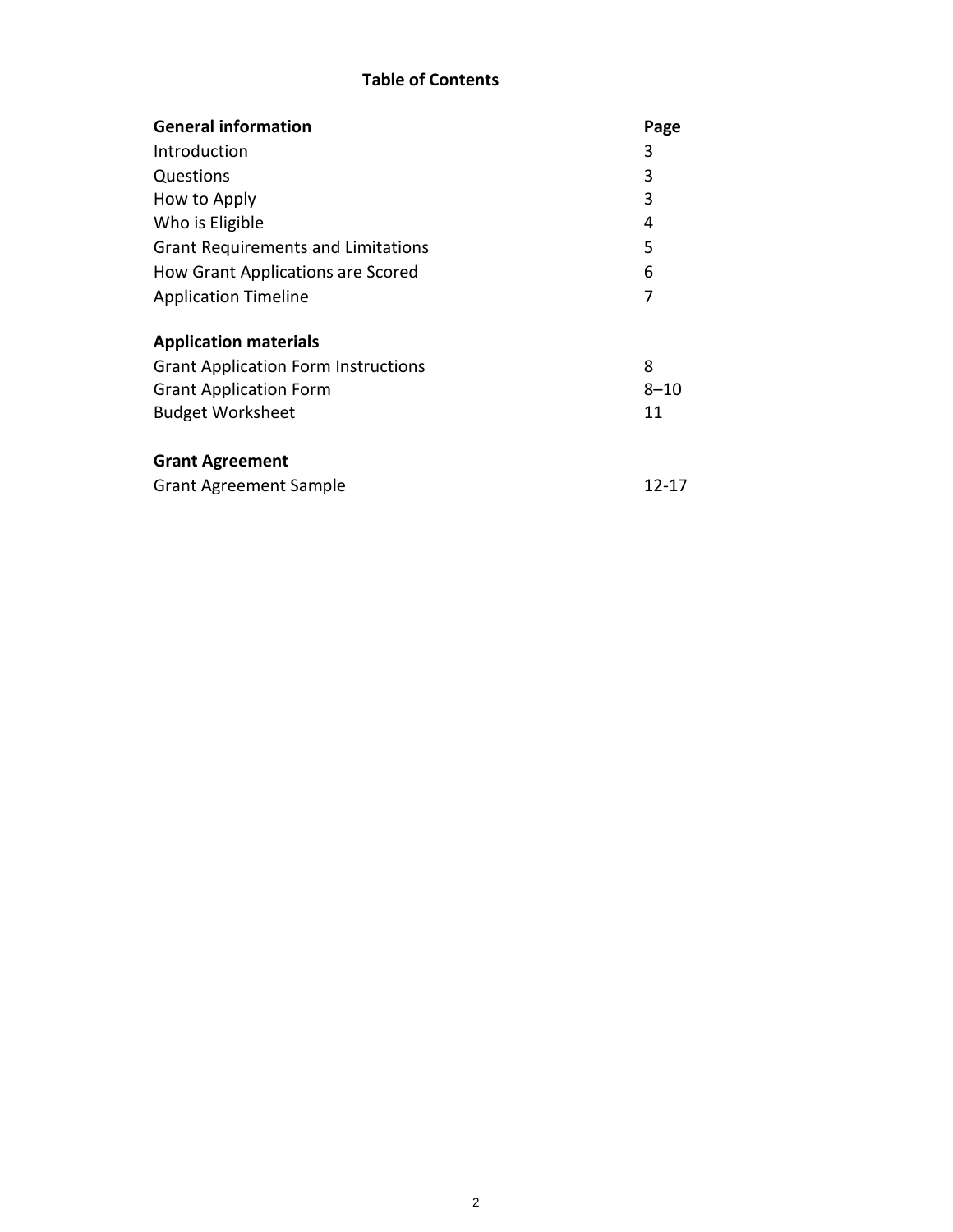## Table of Contents

| **General information** | **Page** |
|---|---|
| Introduction | 3 |
| Questions | 3 |
| How to Apply | 3 |
| Who is Eligible | 4 |
| Grant Requirements and Limitations | 5 |
| How Grant Applications are Scored | 6 |
| Application Timeline | 7 |
| **Application materials** | |
| Grant Application Form Instructions | 8 |
| Grant Application Form | 8–10 |
| Budget Worksheet | 11 |
| **Grant Agreement** | |
| Grant Agreement Sample | 12-17 |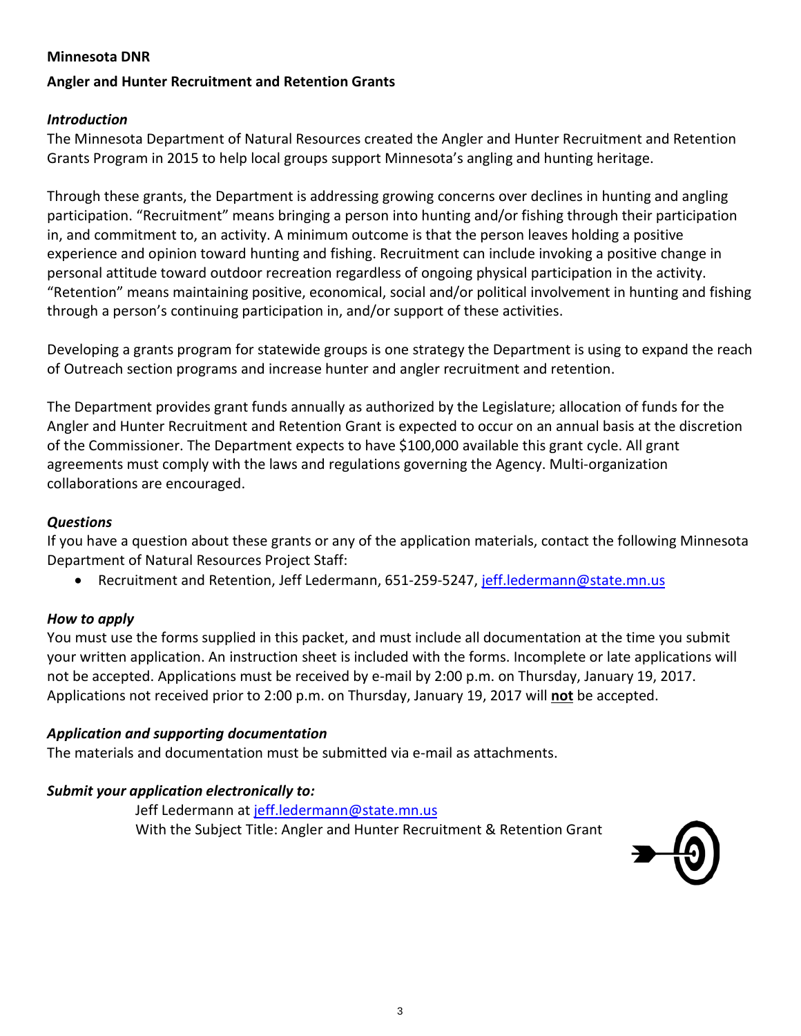**Minnesota DNR**

**Angler and Hunter Recruitment and Retention Grants**

***Introduction***

The Minnesota Department of Natural Resources created the Angler and Hunter Recruitment and Retention Grants Program in 2015 to help local groups support Minnesota's angling and hunting heritage.

Through these grants, the Department is addressing growing concerns over declines in hunting and angling participation. "Recruitment" means bringing a person into hunting and/or fishing through their participation in, and commitment to, an activity. A minimum outcome is that the person leaves holding a positive experience and opinion toward hunting and fishing. Recruitment can include invoking a positive change in personal attitude toward outdoor recreation regardless of ongoing physical participation in the activity. "Retention" means maintaining positive, economical, social and/or political involvement in hunting and fishing through a person's continuing participation in, and/or support of these activities.

Developing a grants program for statewide groups is one strategy the Department is using to expand the reach of Outreach section programs and increase hunter and angler recruitment and retention.

The Department provides grant funds annually as authorized by the Legislature; allocation of funds for the Angler and Hunter Recruitment and Retention Grant is expected to occur on an annual basis at the discretion of the Commissioner. The Department expects to have $100,000 available this grant cycle. All grant agreements must comply with the laws and regulations governing the Agency. Multi-organization collaborations are encouraged.

***Questions***

If you have a question about these grants or any of the application materials, contact the following Minnesota Department of Natural Resources Project Staff:

- Recruitment and Retention, Jeff Ledermann, 651-259-5247, jeff.ledermann@state.mn.us

***How to apply***

You must use the forms supplied in this packet, and must include all documentation at the time you submit your written application. An instruction sheet is included with the forms. Incomplete or late applications will not be accepted. Applications must be received by e-mail by 2:00 p.m. on Thursday, January 19, 2017. Applications not received prior to 2:00 p.m. on Thursday, January 19, 2017 will **not** be accepted.

***Application and supporting documentation***

The materials and documentation must be submitted via e-mail as attachments.

***Submit your application electronically to:***

Jeff Ledermann at jeff.ledermann@state.mn.us
With the Subject Title: Angler and Hunter Recruitment & Retention Grant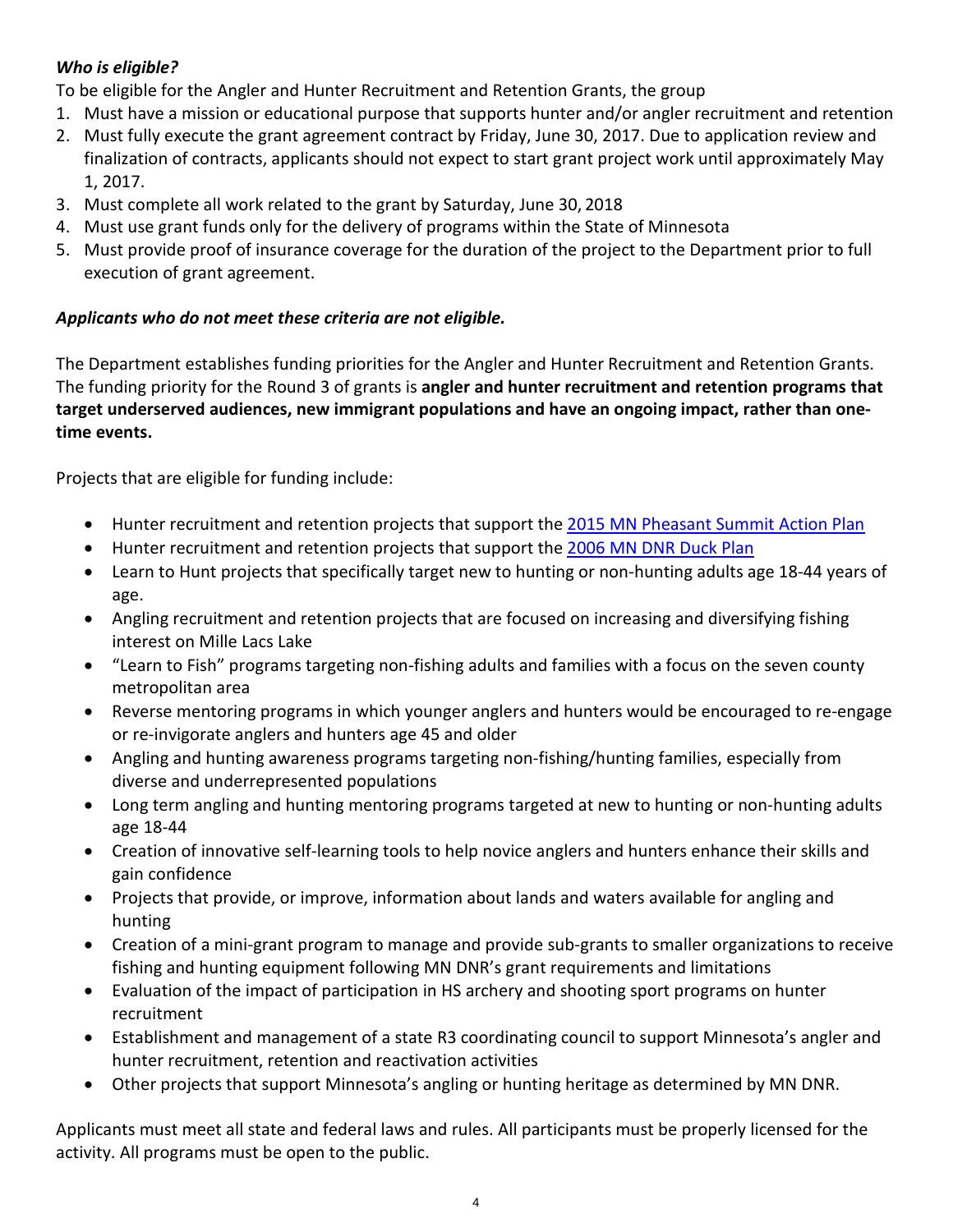***Who is eligible?***

To be eligible for the Angler and Hunter Recruitment and Retention Grants, the group

1. Must have a mission or educational purpose that supports hunter and/or angler recruitment and retention
2. Must fully execute the grant agreement contract by Friday, June 30, 2017. Due to application review and finalization of contracts, applicants should not expect to start grant project work until approximately May 1, 2017.
3. Must complete all work related to the grant by Saturday, June 30, 2018
4. Must use grant funds only for the delivery of programs within the State of Minnesota
5. Must provide proof of insurance coverage for the duration of the project to the Department prior to full execution of grant agreement.

***Applicants who do not meet these criteria are not eligible.***

The Department establishes funding priorities for the Angler and Hunter Recruitment and Retention Grants. The funding priority for the Round 3 of grants is **angler and hunter recruitment and retention programs that target underserved audiences, new immigrant populations and have an ongoing impact, rather than one-time events.**

Projects that are eligible for funding include:

- Hunter recruitment and retention projects that support the [2015 MN Pheasant Summit Action Plan]
- Hunter recruitment and retention projects that support the [2006 MN DNR Duck Plan]
- Learn to Hunt projects that specifically target new to hunting or non-hunting adults age 18-44 years of age.
- Angling recruitment and retention projects that are focused on increasing and diversifying fishing interest on Mille Lacs Lake
- “Learn to Fish” programs targeting non-fishing adults and families with a focus on the seven county metropolitan area
- Reverse mentoring programs in which younger anglers and hunters would be encouraged to re-engage or re-invigorate anglers and hunters age 45 and older
- Angling and hunting awareness programs targeting non-fishing/hunting families, especially from diverse and underrepresented populations
- Long term angling and hunting mentoring programs targeted at new to hunting or non-hunting adults age 18-44
- Creation of innovative self-learning tools to help novice anglers and hunters enhance their skills and gain confidence
- Projects that provide, or improve, information about lands and waters available for angling and hunting
- Creation of a mini-grant program to manage and provide sub-grants to smaller organizations to receive fishing and hunting equipment following MN DNR’s grant requirements and limitations
- Evaluation of the impact of participation in HS archery and shooting sport programs on hunter recruitment
- Establishment and management of a state R3 coordinating council to support Minnesota’s angler and hunter recruitment, retention and reactivation activities
- Other projects that support Minnesota’s angling or hunting heritage as determined by MN DNR.

Applicants must meet all state and federal laws and rules. All participants must be properly licensed for the activity. All programs must be open to the public.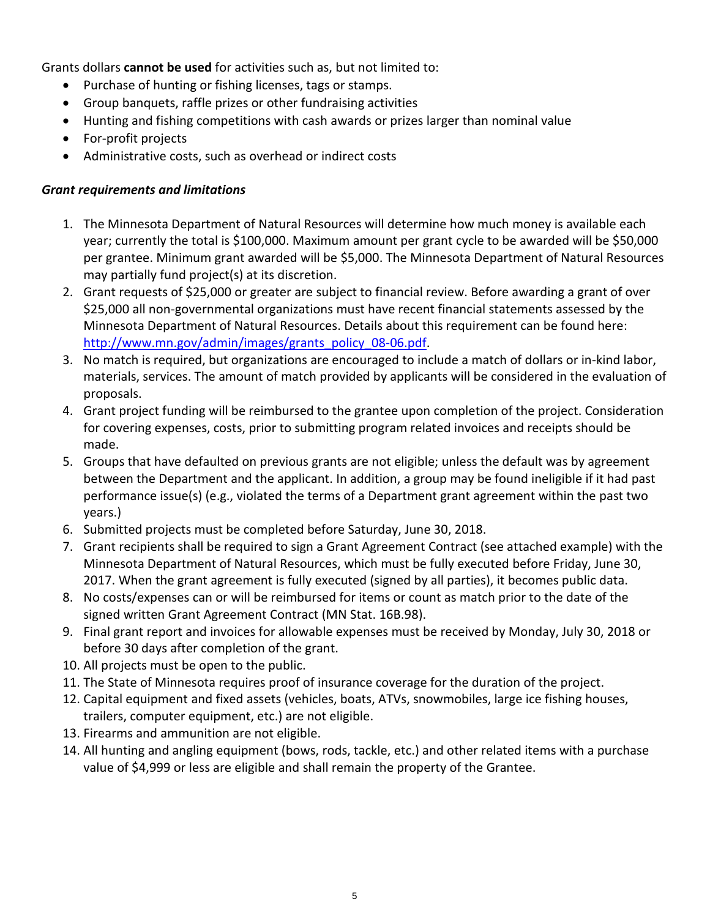Grants dollars **cannot be used** for activities such as, but not limited to:

- Purchase of hunting or fishing licenses, tags or stamps.
- Group banquets, raffle prizes or other fundraising activities
- Hunting and fishing competitions with cash awards or prizes larger than nominal value
- For-profit projects
- Administrative costs, such as overhead or indirect costs

***Grant requirements and limitations***

1. The Minnesota Department of Natural Resources will determine how much money is available each year; currently the total is $100,000. Maximum amount per grant cycle to be awarded will be $50,000 per grantee. Minimum grant awarded will be $5,000. The Minnesota Department of Natural Resources may partially fund project(s) at its discretion.
2. Grant requests of $25,000 or greater are subject to financial review. Before awarding a grant of over $25,000 all non-governmental organizations must have recent financial statements assessed by the Minnesota Department of Natural Resources. Details about this requirement can be found here: [http://www.mn.gov/admin/images/grants_policy_08-06.pdf](http://www.mn.gov/admin/images/grants_policy_08-06.pdf).
3. No match is required, but organizations are encouraged to include a match of dollars or in-kind labor, materials, services. The amount of match provided by applicants will be considered in the evaluation of proposals.
4. Grant project funding will be reimbursed to the grantee upon completion of the project. Consideration for covering expenses, costs, prior to submitting program related invoices and receipts should be made.
5. Groups that have defaulted on previous grants are not eligible; unless the default was by agreement between the Department and the applicant. In addition, a group may be found ineligible if it had past performance issue(s) (e.g., violated the terms of a Department grant agreement within the past two years.)
6. Submitted projects must be completed before Saturday, June 30, 2018.
7. Grant recipients shall be required to sign a Grant Agreement Contract (see attached example) with the Minnesota Department of Natural Resources, which must be fully executed before Friday, June 30, 2017. When the grant agreement is fully executed (signed by all parties), it becomes public data.
8. No costs/expenses can or will be reimbursed for items or count as match prior to the date of the signed written Grant Agreement Contract (MN Stat. 16B.98).
9. Final grant report and invoices for allowable expenses must be received by Monday, July 30, 2018 or before 30 days after completion of the grant.
10. All projects must be open to the public.
11. The State of Minnesota requires proof of insurance coverage for the duration of the project.
12. Capital equipment and fixed assets (vehicles, boats, ATVs, snowmobiles, large ice fishing houses, trailers, computer equipment, etc.) are not eligible.
13. Firearms and ammunition are not eligible.
14. All hunting and angling equipment (bows, rods, tackle, etc.) and other related items with a purchase value of $4,999 or less are eligible and shall remain the property of the Grantee.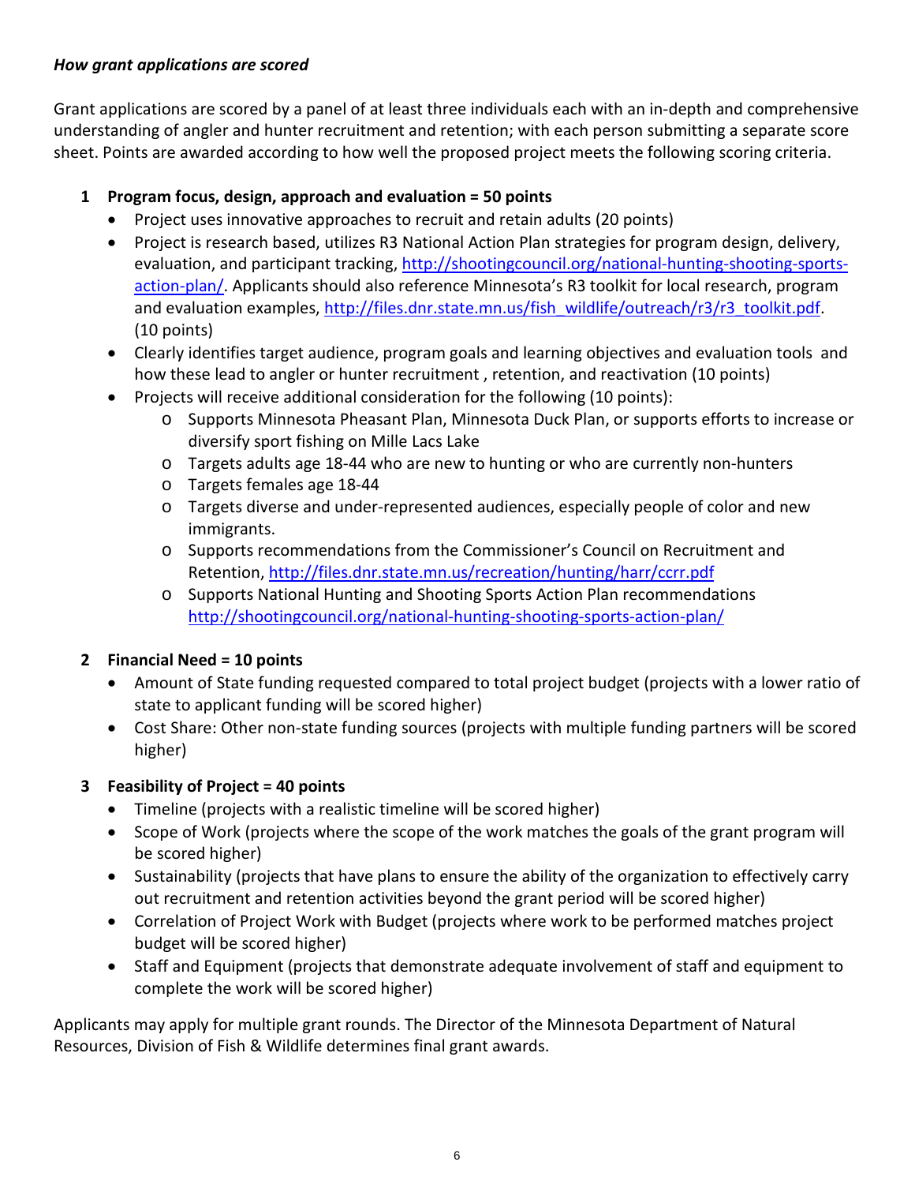***How grant applications are scored***

Grant applications are scored by a panel of at least three individuals each with an in-depth and comprehensive understanding of angler and hunter recruitment and retention; with each person submitting a separate score sheet. Points are awarded according to how well the proposed project meets the following scoring criteria.

1. **Program focus, design, approach and evaluation = 50 points**
   - Project uses innovative approaches to recruit and retain adults (20 points)
   - Project is research based, utilizes R3 National Action Plan strategies for program design, delivery, evaluation, and participant tracking, [http://shootingcouncil.org/national-hunting-shooting-sports-action-plan/](http://shootingcouncil.org/national-hunting-shooting-sports-action-plan/). Applicants should also reference Minnesota's R3 toolkit for local research, program and evaluation examples, [http://files.dnr.state.mn.us/fish_wildlife/outreach/r3/r3_toolkit.pdf](http://files.dnr.state.mn.us/fish_wildlife/outreach/r3/r3_toolkit.pdf). (10 points)
   - Clearly identifies target audience, program goals and learning objectives and evaluation tools and how these lead to angler or hunter recruitment , retention, and reactivation (10 points)
   - Projects will receive additional consideration for the following (10 points):
     - Supports Minnesota Pheasant Plan, Minnesota Duck Plan, or supports efforts to increase or diversify sport fishing on Mille Lacs Lake
     - Targets adults age 18-44 who are new to hunting or who are currently non-hunters
     - Targets females age 18-44
     - Targets diverse and under-represented audiences, especially people of color and new immigrants.
     - Supports recommendations from the Commissioner's Council on Recruitment and Retention, [http://files.dnr.state.mn.us/recreation/hunting/harr/ccrr.pdf](http://files.dnr.state.mn.us/recreation/hunting/harr/ccrr.pdf)
     - Supports National Hunting and Shooting Sports Action Plan recommendations [http://shootingcouncil.org/national-hunting-shooting-sports-action-plan/](http://shootingcouncil.org/national-hunting-shooting-sports-action-plan/)

2. **Financial Need = 10 points**
   - Amount of State funding requested compared to total project budget (projects with a lower ratio of state to applicant funding will be scored higher)
   - Cost Share: Other non-state funding sources (projects with multiple funding partners will be scored higher)

3. **Feasibility of Project = 40 points**
   - Timeline (projects with a realistic timeline will be scored higher)
   - Scope of Work (projects where the scope of the work matches the goals of the grant program will be scored higher)
   - Sustainability (projects that have plans to ensure the ability of the organization to effectively carry out recruitment and retention activities beyond the grant period will be scored higher)
   - Correlation of Project Work with Budget (projects where work to be performed matches project budget will be scored higher)
   - Staff and Equipment (projects that demonstrate adequate involvement of staff and equipment to complete the work will be scored higher)

Applicants may apply for multiple grant rounds. The Director of the Minnesota Department of Natural Resources, Division of Fish & Wildlife determines final grant awards.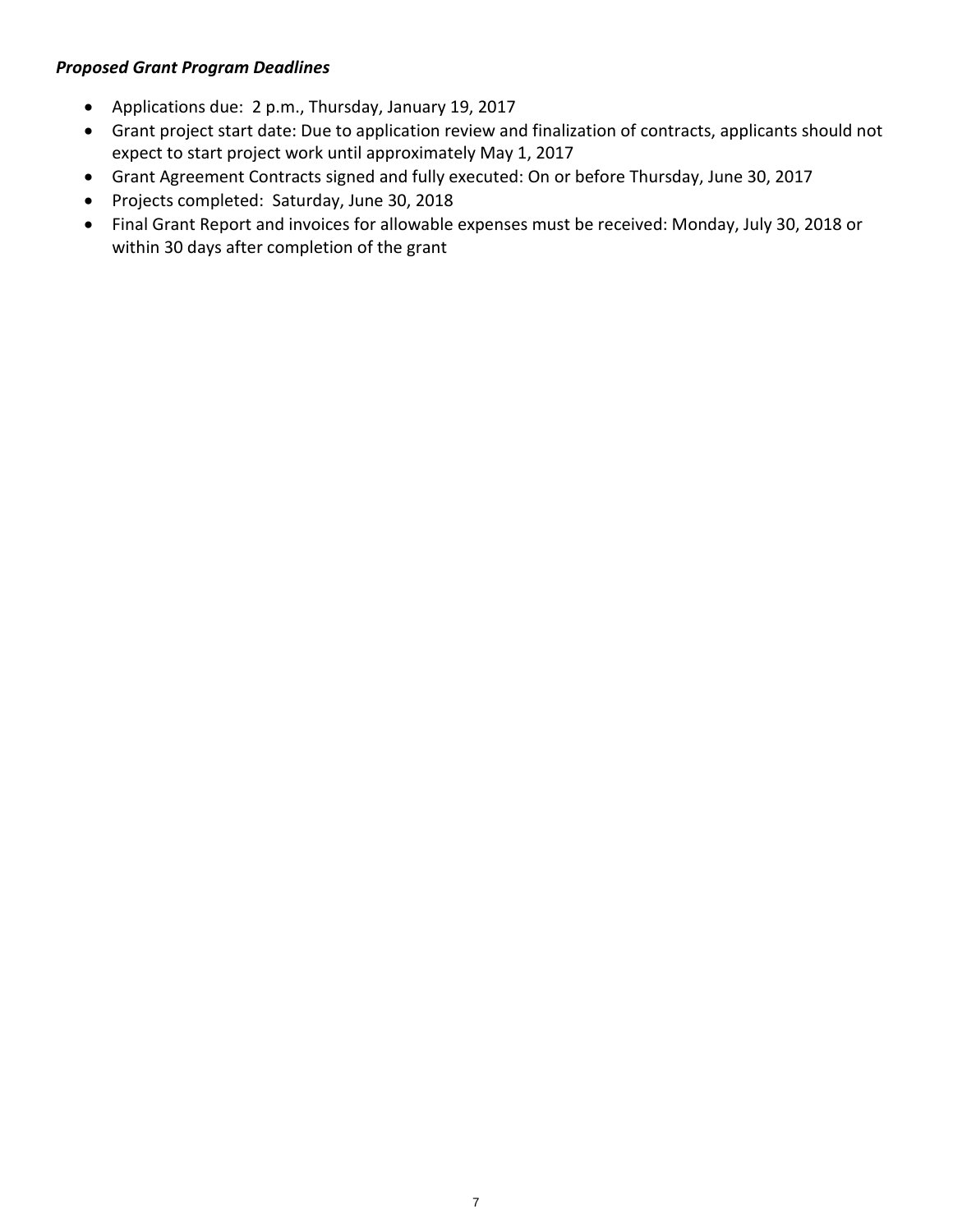***Proposed Grant Program Deadlines***

- Applications due: 2 p.m., Thursday, January 19, 2017
- Grant project start date: Due to application review and finalization of contracts, applicants should not expect to start project work until approximately May 1, 2017
- Grant Agreement Contracts signed and fully executed: On or before Thursday, June 30, 2017
- Projects completed: Saturday, June 30, 2018
- Final Grant Report and invoices for allowable expenses must be received: Monday, July 30, 2018 or within 30 days after completion of the grant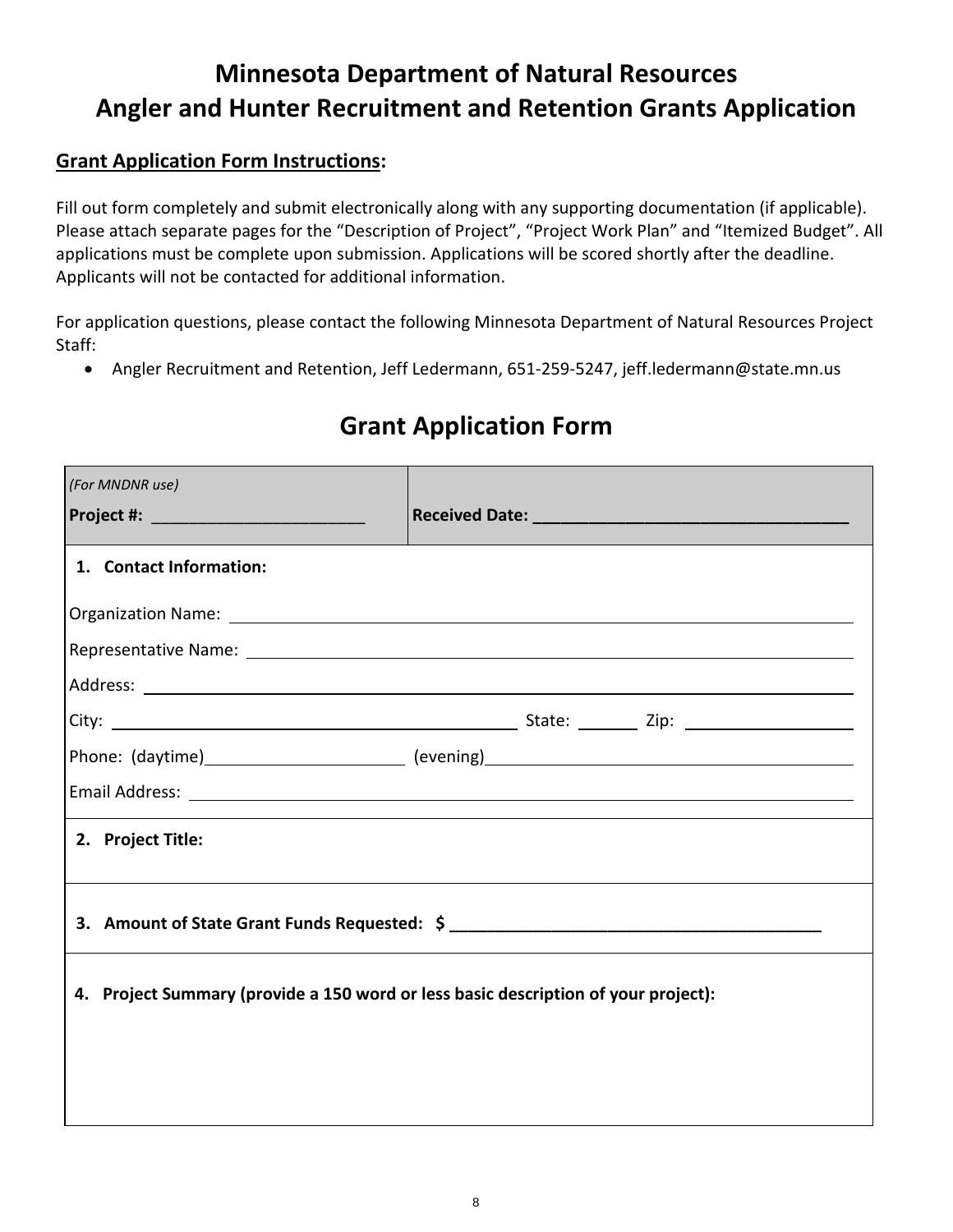# Minnesota Department of Natural Resources
# Angler and Hunter Recruitment and Retention Grants Application

**Grant Application Form Instructions:**

Fill out form completely and submit electronically along with any supporting documentation (if applicable). Please attach separate pages for the "Description of Project", "Project Work Plan" and "Itemized Budget". All applications must be complete upon submission. Applications will be scored shortly after the deadline. Applicants will not be contacted for additional information.

For application questions, please contact the following Minnesota Department of Natural Resources Project Staff:

- Angler Recruitment and Retention, Jeff Ledermann, 651-259-5247, jeff.ledermann@state.mn.us

## Grant Application Form

| *(For MNDNR use)* **Project #:** ______________________ | **Received Date:** ________________________________ |
|---|---|

**1. Contact Information:**

Organization Name: ____________________________________________

Representative Name: ____________________________________________

Address: ____________________________________________

City: ______________________ State: _______ Zip: ______________

Phone: (daytime)______________________ (evening)______________________

Email Address: ____________________________________________

**2. Project Title:**

**3. Amount of State Grant Funds Requested: $ ________________________________________**

**4. Project Summary (provide a 150 word or less basic description of your project):**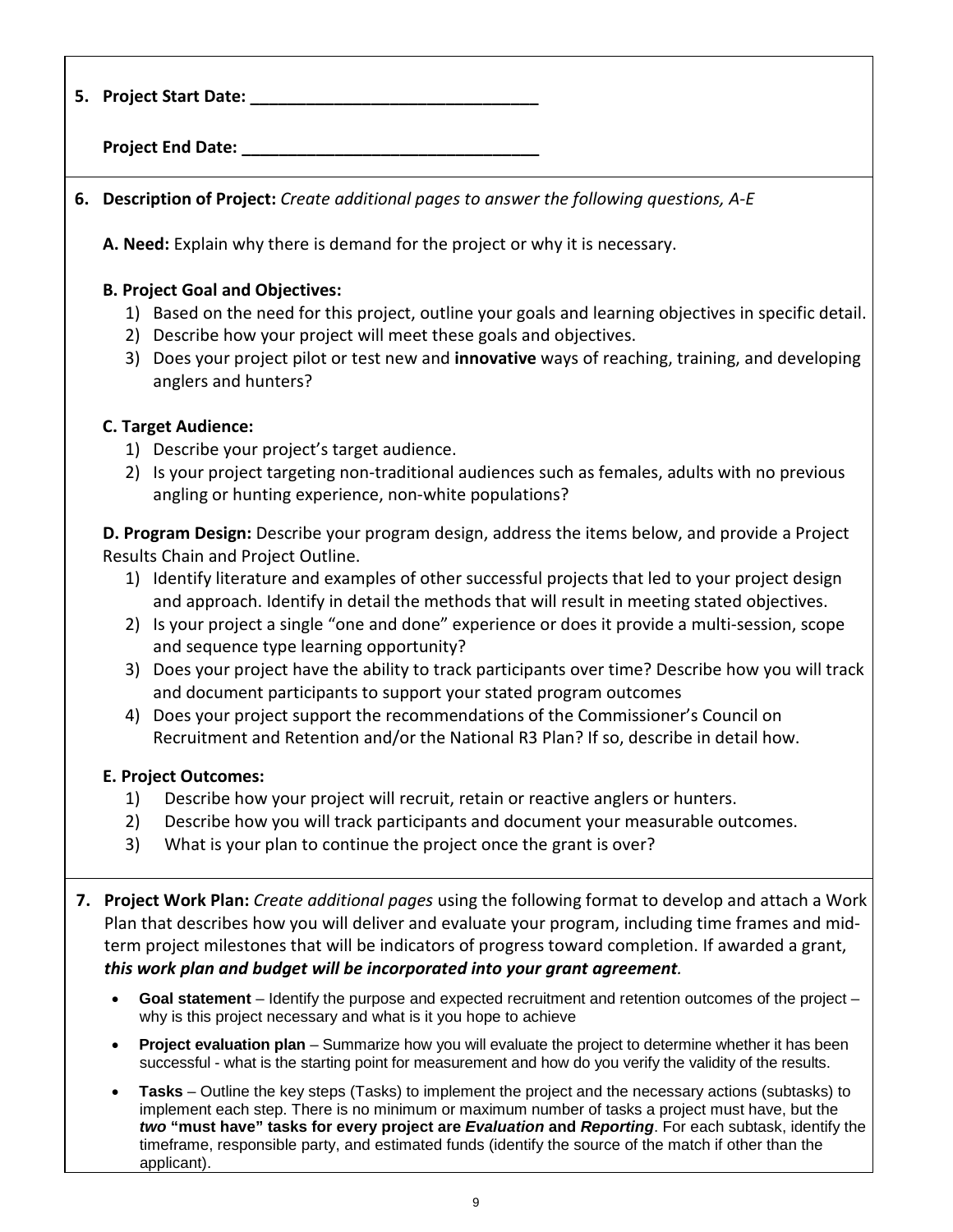**5. Project Start Date: \_\_\_\_\_\_\_\_\_\_\_\_\_\_\_\_\_\_\_\_\_\_\_\_\_\_\_\_\_\_\_\_**

**Project End Date: \_\_\_\_\_\_\_\_\_\_\_\_\_\_\_\_\_\_\_\_\_\_\_\_\_\_\_\_\_\_\_\_\_**

**6. Description of Project:** *Create additional pages to answer the following questions, A-E*

**A. Need:** Explain why there is demand for the project or why it is necessary.

**B. Project Goal and Objectives:**

1) Based on the need for this project, outline your goals and learning objectives in specific detail.
2) Describe how your project will meet these goals and objectives.
3) Does your project pilot or test new and **innovative** ways of reaching, training, and developing anglers and hunters?

**C. Target Audience:**

1) Describe your project's target audience.
2) Is your project targeting non-traditional audiences such as females, adults with no previous angling or hunting experience, non-white populations?

**D. Program Design:** Describe your program design, address the items below, and provide a Project Results Chain and Project Outline.

1) Identify literature and examples of other successful projects that led to your project design and approach. Identify in detail the methods that will result in meeting stated objectives.
2) Is your project a single "one and done" experience or does it provide a multi-session, scope and sequence type learning opportunity?
3) Does your project have the ability to track participants over time? Describe how you will track and document participants to support your stated program outcomes
4) Does your project support the recommendations of the Commissioner's Council on Recruitment and Retention and/or the National R3 Plan? If so, describe in detail how.

**E. Project Outcomes:**

1) Describe how your project will recruit, retain or reactive anglers or hunters.
2) Describe how you will track participants and document your measurable outcomes.
3) What is your plan to continue the project once the grant is over?

**7. Project Work Plan:** *Create additional pages* using the following format to develop and attach a Work Plan that describes how you will deliver and evaluate your program, including time frames and mid-term project milestones that will be indicators of progress toward completion. If awarded a grant, ***this work plan and budget will be incorporated into your grant agreement***.

- **Goal statement** – Identify the purpose and expected recruitment and retention outcomes of the project – why is this project necessary and what is it you hope to achieve
- **Project evaluation plan** – Summarize how you will evaluate the project to determine whether it has been successful - what is the starting point for measurement and how do you verify the validity of the results.
- **Tasks** – Outline the key steps (Tasks) to implement the project and the necessary actions (subtasks) to implement each step. There is no minimum or maximum number of tasks a project must have, but the ***two*** **"must have" tasks for every project are *Evaluation* and *Reporting***. For each subtask, identify the timeframe, responsible party, and estimated funds (identify the source of the match if other than the applicant).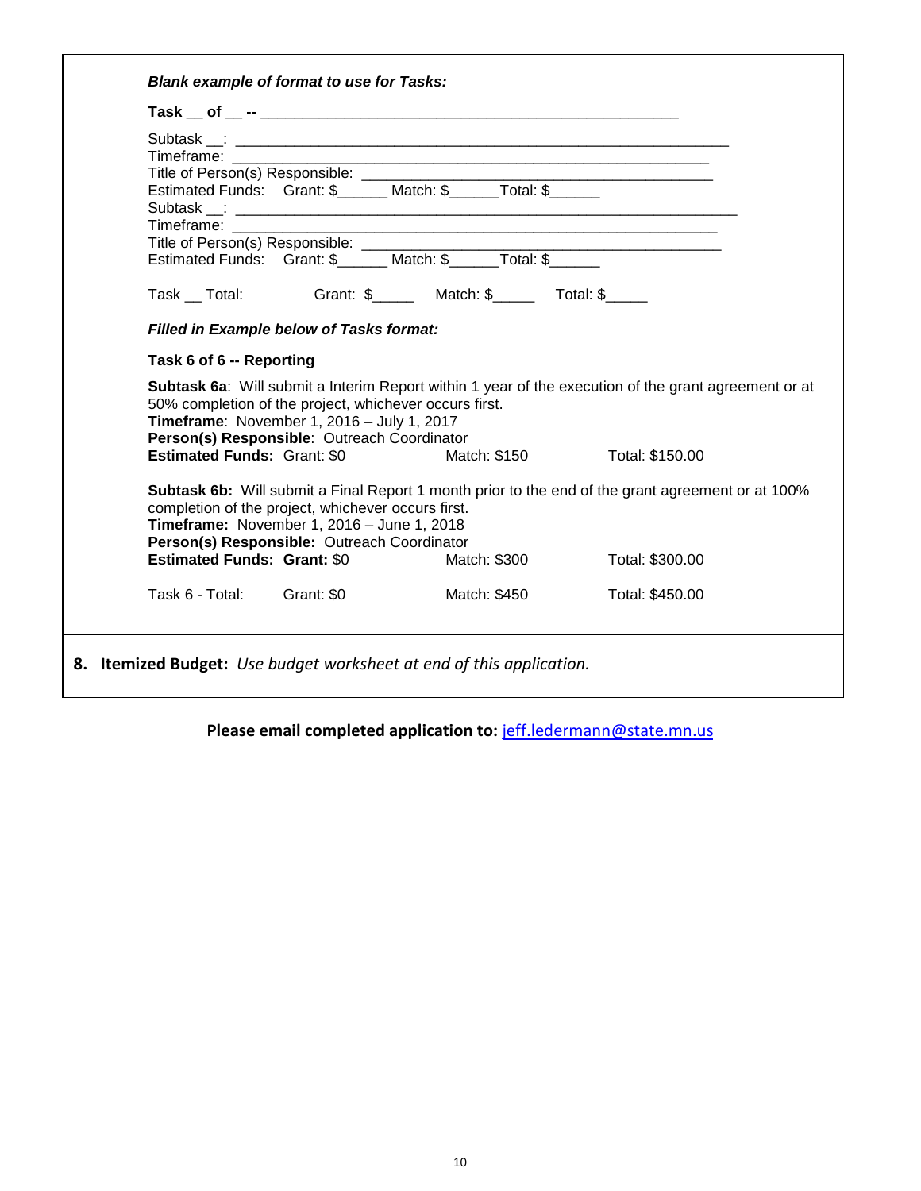***Blank example of format to use for Tasks:***

**Task __ of __ -- ______________________________________________**

Subtask __: ____________________________________________________________
Timeframe: ____________________________________________________________
Title of Person(s) Responsible: __________________________________________
Estimated Funds: Grant: $______ Match: $______Total: $______
Subtask __: ____________________________________________________________
Timeframe: ____________________________________________________________
Title of Person(s) Responsible: __________________________________________
Estimated Funds: Grant: $______ Match: $______Total: $______

Task __ Total: Grant: $_____ Match: $_____ Total: $_____

***Filled in Example below of Tasks format:***

**Task 6 of 6 -- Reporting**

**Subtask 6a**: Will submit a Interim Report within 1 year of the execution of the grant agreement or at 50% completion of the project, whichever occurs first.
**Timeframe**: November 1, 2016 – July 1, 2017
**Person(s) Responsible**: Outreach Coordinator
**Estimated Funds:** Grant: $0 Match: $150 Total: $150.00

**Subtask 6b:** Will submit a Final Report 1 month prior to the end of the grant agreement or at 100% completion of the project, whichever occurs first.
**Timeframe:** November 1, 2016 – June 1, 2018
**Person(s) Responsible:** Outreach Coordinator
**Estimated Funds: Grant:** $0 Match: $300 Total: $300.00

Task 6 - Total: Grant: $0 Match: $450 Total: $450.00

**8. Itemized Budget:** *Use budget worksheet at end of this application.*

**Please email completed application to:** jeff.ledermann@state.mn.us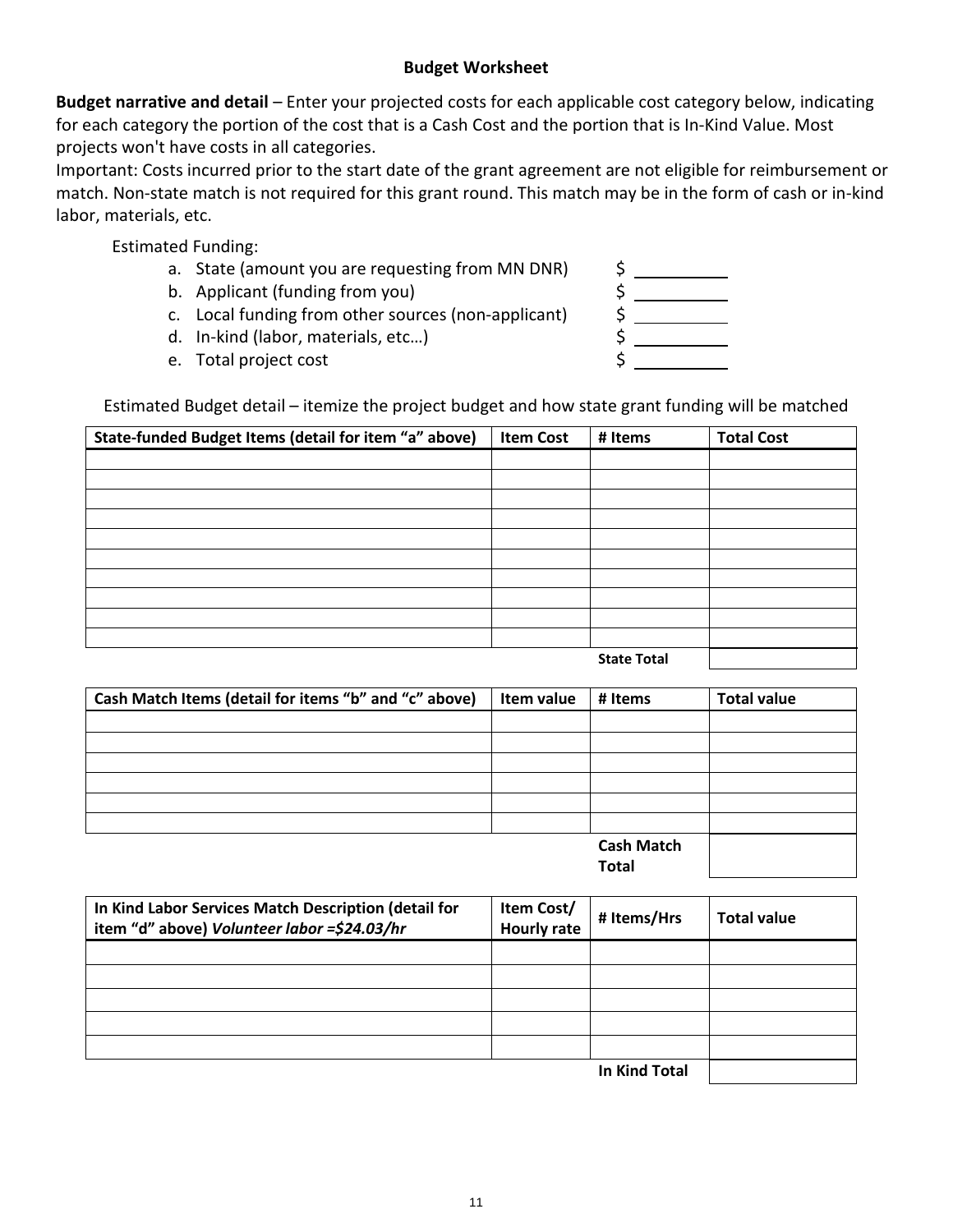## Budget Worksheet

**Budget narrative and detail** – Enter your projected costs for each applicable cost category below, indicating for each category the portion of the cost that is a Cash Cost and the portion that is In-Kind Value. Most projects won't have costs in all categories.

Important: Costs incurred prior to the start date of the grant agreement are not eligible for reimbursement or match. Non-state match is not required for this grant round. This match may be in the form of cash or in-kind labor, materials, etc.

Estimated Funding:

a. State (amount you are requesting from MN DNR) $ __________
b. Applicant (funding from you) $ __________
c. Local funding from other sources (non-applicant) $ __________
d. In-kind (labor, materials, etc…) $ __________
e. Total project cost $ __________

Estimated Budget detail – itemize the project budget and how state grant funding will be matched

| State-funded Budget Items (detail for item "a" above) | Item Cost | # Items | Total Cost |
|---|---|---|---|
| | | | |
| | | | |
| | | | |
| | | | |
| | | | |
| | | | |
| | | | |
| | | | |
| | | | |
| | | | |
| | | **State Total** | |

| Cash Match Items (detail for items "b" and "c" above) | Item value | # Items | Total value |
|---|---|---|---|
| | | | |
| | | | |
| | | | |
| | | | |
| | | | |
| | | | |
| | | **Cash Match Total** | |

| In Kind Labor Services Match Description (detail for item "d" above) *Volunteer labor =$24.03/hr* | Item Cost/ Hourly rate | # Items/Hrs | Total value |
|---|---|---|---|
| | | | |
| | | | |
| | | | |
| | | | |
| | | | |
| | | **In Kind Total** | |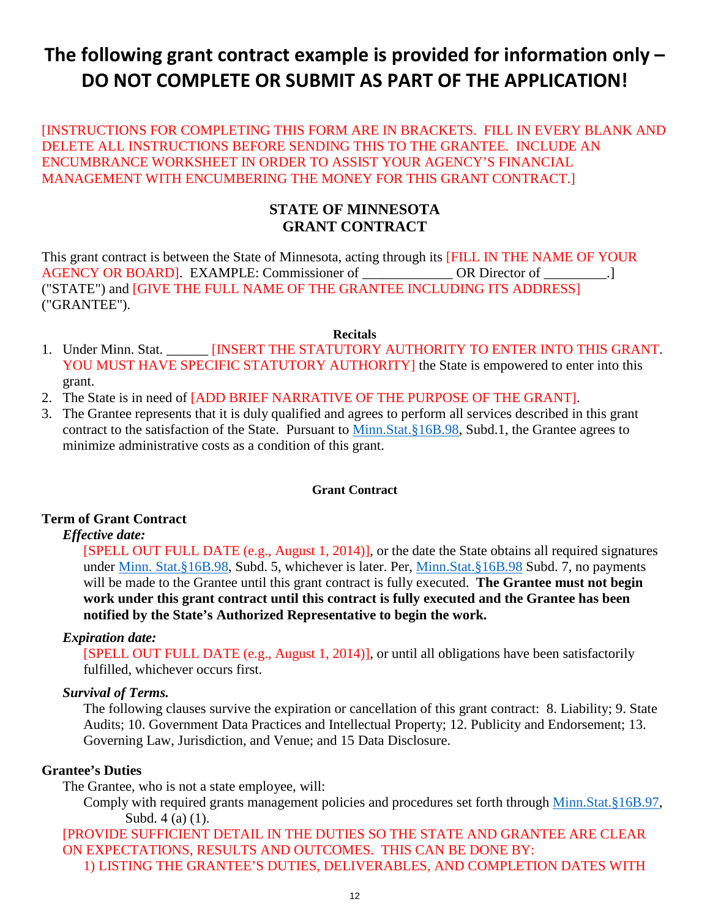# The following grant contract example is provided for information only – DO NOT COMPLETE OR SUBMIT AS PART OF THE APPLICATION!

[INSTRUCTIONS FOR COMPLETING THIS FORM ARE IN BRACKETS. FILL IN EVERY BLANK AND DELETE ALL INSTRUCTIONS BEFORE SENDING THIS TO THE GRANTEE. INCLUDE AN ENCUMBRANCE WORKSHEET IN ORDER TO ASSIST YOUR AGENCY'S FINANCIAL MANAGEMENT WITH ENCUMBERING THE MONEY FOR THIS GRANT CONTRACT.]

## STATE OF MINNESOTA GRANT CONTRACT

This grant contract is between the State of Minnesota, acting through its [FILL IN THE NAME OF YOUR AGENCY OR BOARD]. EXAMPLE: Commissioner of _____________ OR Director of _________.] ("STATE") and [GIVE THE FULL NAME OF THE GRANTEE INCLUDING ITS ADDRESS] ("GRANTEE").

**Recitals**

1. Under Minn. Stat. ______ [INSERT THE STATUTORY AUTHORITY TO ENTER INTO THIS GRANT. YOU MUST HAVE SPECIFIC STATUTORY AUTHORITY] the State is empowered to enter into this grant.
2. The State is in need of [ADD BRIEF NARRATIVE OF THE PURPOSE OF THE GRANT].
3. The Grantee represents that it is duly qualified and agrees to perform all services described in this grant contract to the satisfaction of the State. Pursuant to Minn.Stat.§16B.98, Subd.1, the Grantee agrees to minimize administrative costs as a condition of this grant.

**Grant Contract**

### Term of Grant Contract

***Effective date:***

[SPELL OUT FULL DATE (e.g., August 1, 2014)], or the date the State obtains all required signatures under Minn. Stat.§16B.98, Subd. 5, whichever is later. Per, Minn.Stat.§16B.98 Subd. 7, no payments will be made to the Grantee until this grant contract is fully executed. **The Grantee must not begin work under this grant contract until this contract is fully executed and the Grantee has been notified by the State's Authorized Representative to begin the work.**

***Expiration date:***

[SPELL OUT FULL DATE (e.g., August 1, 2014)], or until all obligations have been satisfactorily fulfilled, whichever occurs first.

***Survival of Terms.***

The following clauses survive the expiration or cancellation of this grant contract: 8. Liability; 9. State Audits; 10. Government Data Practices and Intellectual Property; 12. Publicity and Endorsement; 13. Governing Law, Jurisdiction, and Venue; and 15 Data Disclosure.

### Grantee's Duties

The Grantee, who is not a state employee, will:

Comply with required grants management policies and procedures set forth through Minn.Stat.§16B.97, Subd. 4 (a) (1).

[PROVIDE SUFFICIENT DETAIL IN THE DUTIES SO THE STATE AND GRANTEE ARE CLEAR ON EXPECTATIONS, RESULTS AND OUTCOMES. THIS CAN BE DONE BY:

1) LISTING THE GRANTEE'S DUTIES, DELIVERABLES, AND COMPLETION DATES WITH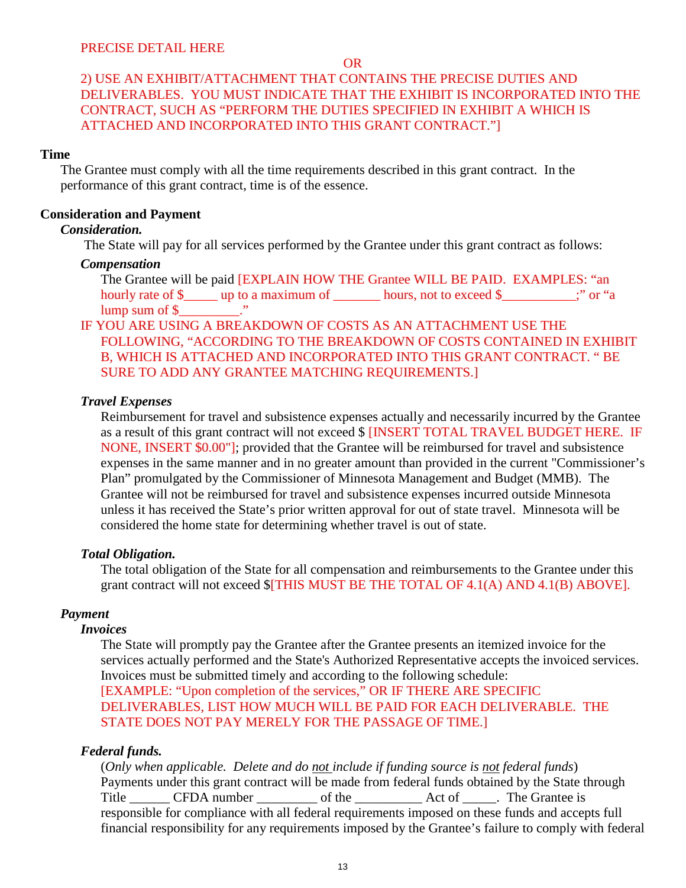PRECISE DETAIL HERE

OR

2) USE AN EXHIBIT/ATTACHMENT THAT CONTAINS THE PRECISE DUTIES AND DELIVERABLES. YOU MUST INDICATE THAT THE EXHIBIT IS INCORPORATED INTO THE CONTRACT, SUCH AS "PERFORM THE DUTIES SPECIFIED IN EXHIBIT A WHICH IS ATTACHED AND INCORPORATED INTO THIS GRANT CONTRACT."]

**Time**

The Grantee must comply with all the time requirements described in this grant contract. In the performance of this grant contract, time is of the essence.

**Consideration and Payment**

***Consideration.***

The State will pay for all services performed by the Grantee under this grant contract as follows:

***Compensation***

The Grantee will be paid [EXPLAIN HOW THE Grantee WILL BE PAID. EXAMPLES: "an hourly rate of $_____ up to a maximum of _______ hours, not to exceed $___________;" or "a lump sum of $_________."

IF YOU ARE USING A BREAKDOWN OF COSTS AS AN ATTACHMENT USE THE FOLLOWING, "ACCORDING TO THE BREAKDOWN OF COSTS CONTAINED IN EXHIBIT B, WHICH IS ATTACHED AND INCORPORATED INTO THIS GRANT CONTRACT. " BE SURE TO ADD ANY GRANTEE MATCHING REQUIREMENTS.]

***Travel Expenses***

Reimbursement for travel and subsistence expenses actually and necessarily incurred by the Grantee as a result of this grant contract will not exceed $ [INSERT TOTAL TRAVEL BUDGET HERE. IF NONE, INSERT $0.00"]; provided that the Grantee will be reimbursed for travel and subsistence expenses in the same manner and in no greater amount than provided in the current "Commissioner's Plan" promulgated by the Commissioner of Minnesota Management and Budget (MMB). The Grantee will not be reimbursed for travel and subsistence expenses incurred outside Minnesota unless it has received the State's prior written approval for out of state travel. Minnesota will be considered the home state for determining whether travel is out of state.

***Total Obligation.***

The total obligation of the State for all compensation and reimbursements to the Grantee under this grant contract will not exceed $[THIS MUST BE THE TOTAL OF 4.1(A) AND 4.1(B) ABOVE].

***Payment***

***Invoices***

The State will promptly pay the Grantee after the Grantee presents an itemized invoice for the services actually performed and the State's Authorized Representative accepts the invoiced services. Invoices must be submitted timely and according to the following schedule:

[EXAMPLE: "Upon completion of the services," OR IF THERE ARE SPECIFIC DELIVERABLES, LIST HOW MUCH WILL BE PAID FOR EACH DELIVERABLE. THE STATE DOES NOT PAY MERELY FOR THE PASSAGE OF TIME.]

***Federal funds.***

(*Only when applicable. Delete and do not include if funding source is not federal funds*)
Payments under this grant contract will be made from federal funds obtained by the State through Title ______ CFDA number _________ of the __________ Act of _____. The Grantee is responsible for compliance with all federal requirements imposed on these funds and accepts full financial responsibility for any requirements imposed by the Grantee's failure to comply with federal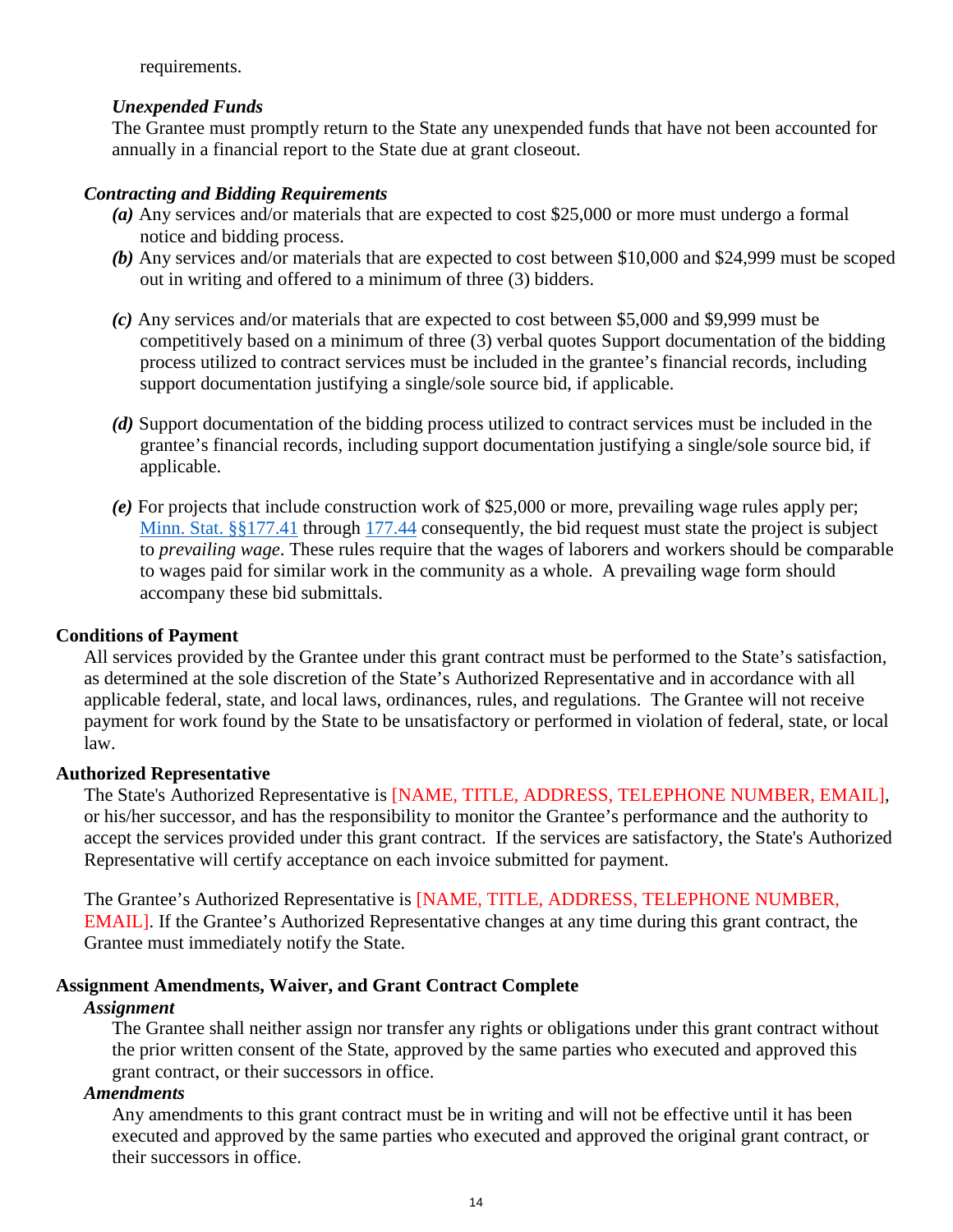requirements.

*Unexpended Funds*

The Grantee must promptly return to the State any unexpended funds that have not been accounted for annually in a financial report to the State due at grant closeout.

***Contracting and Bidding Requirements***

***(a)*** Any services and/or materials that are expected to cost $25,000 or more must undergo a formal notice and bidding process.

***(b)*** Any services and/or materials that are expected to cost between $10,000 and $24,999 must be scoped out in writing and offered to a minimum of three (3) bidders.

***(c)*** Any services and/or materials that are expected to cost between $5,000 and $9,999 must be competitively based on a minimum of three (3) verbal quotes Support documentation of the bidding process utilized to contract services must be included in the grantee's financial records, including support documentation justifying a single/sole source bid, if applicable.

***(d)*** Support documentation of the bidding process utilized to contract services must be included in the grantee's financial records, including support documentation justifying a single/sole source bid, if applicable.

***(e)*** For projects that include construction work of $25,000 or more, prevailing wage rules apply per; Minn. Stat. §§177.41 through 177.44 consequently, the bid request must state the project is subject to *prevailing wage*. These rules require that the wages of laborers and workers should be comparable to wages paid for similar work in the community as a whole. A prevailing wage form should accompany these bid submittals.

**Conditions of Payment**

All services provided by the Grantee under this grant contract must be performed to the State's satisfaction, as determined at the sole discretion of the State's Authorized Representative and in accordance with all applicable federal, state, and local laws, ordinances, rules, and regulations. The Grantee will not receive payment for work found by the State to be unsatisfactory or performed in violation of federal, state, or local law.

**Authorized Representative**

The State's Authorized Representative is [NAME, TITLE, ADDRESS, TELEPHONE NUMBER, EMAIL], or his/her successor, and has the responsibility to monitor the Grantee's performance and the authority to accept the services provided under this grant contract. If the services are satisfactory, the State's Authorized Representative will certify acceptance on each invoice submitted for payment.

The Grantee's Authorized Representative is [NAME, TITLE, ADDRESS, TELEPHONE NUMBER, EMAIL]. If the Grantee's Authorized Representative changes at any time during this grant contract, the Grantee must immediately notify the State.

**Assignment Amendments, Waiver, and Grant Contract Complete**

***Assignment***

The Grantee shall neither assign nor transfer any rights or obligations under this grant contract without the prior written consent of the State, approved by the same parties who executed and approved this grant contract, or their successors in office.

***Amendments***

Any amendments to this grant contract must be in writing and will not be effective until it has been executed and approved by the same parties who executed and approved the original grant contract, or their successors in office.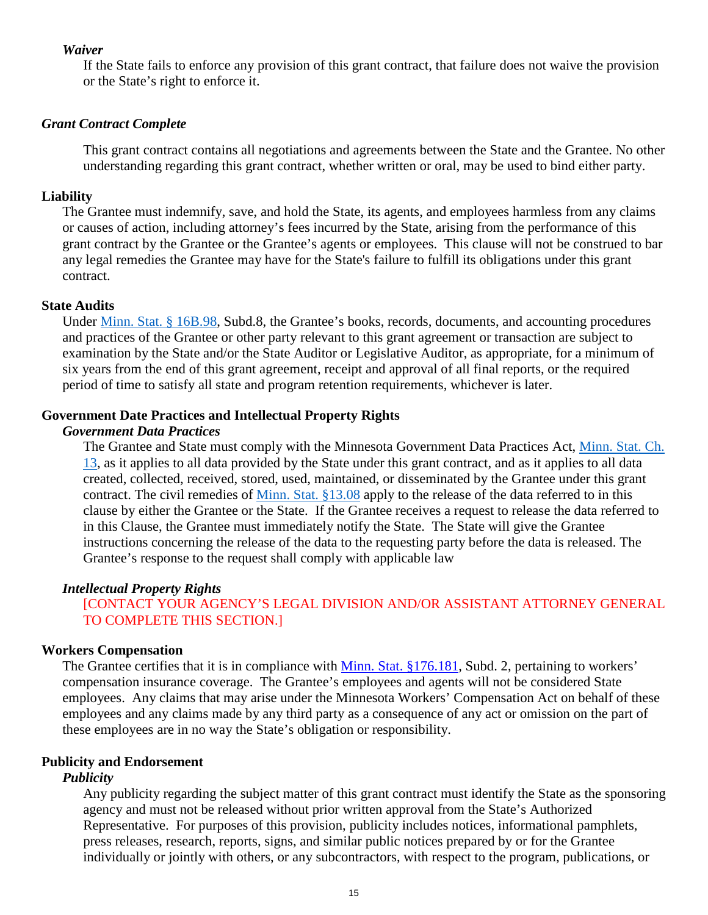*Waiver*

If the State fails to enforce any provision of this grant contract, that failure does not waive the provision or the State's right to enforce it.

***Grant Contract Complete***

This grant contract contains all negotiations and agreements between the State and the Grantee. No other understanding regarding this grant contract, whether written or oral, may be used to bind either party.

**Liability**

The Grantee must indemnify, save, and hold the State, its agents, and employees harmless from any claims or causes of action, including attorney's fees incurred by the State, arising from the performance of this grant contract by the Grantee or the Grantee's agents or employees. This clause will not be construed to bar any legal remedies the Grantee may have for the State's failure to fulfill its obligations under this grant contract.

**State Audits**

Under Minn. Stat. § 16B.98, Subd.8, the Grantee's books, records, documents, and accounting procedures and practices of the Grantee or other party relevant to this grant agreement or transaction are subject to examination by the State and/or the State Auditor or Legislative Auditor, as appropriate, for a minimum of six years from the end of this grant agreement, receipt and approval of all final reports, or the required period of time to satisfy all state and program retention requirements, whichever is later.

**Government Date Practices and Intellectual Property Rights**

***Government Data Practices***

The Grantee and State must comply with the Minnesota Government Data Practices Act, Minn. Stat. Ch. 13, as it applies to all data provided by the State under this grant contract, and as it applies to all data created, collected, received, stored, used, maintained, or disseminated by the Grantee under this grant contract. The civil remedies of Minn. Stat. §13.08 apply to the release of the data referred to in this clause by either the Grantee or the State. If the Grantee receives a request to release the data referred to in this Clause, the Grantee must immediately notify the State. The State will give the Grantee instructions concerning the release of the data to the requesting party before the data is released. The Grantee's response to the request shall comply with applicable law

***Intellectual Property Rights***

[CONTACT YOUR AGENCY'S LEGAL DIVISION AND/OR ASSISTANT ATTORNEY GENERAL TO COMPLETE THIS SECTION.]

**Workers Compensation**

The Grantee certifies that it is in compliance with Minn. Stat. §176.181, Subd. 2, pertaining to workers' compensation insurance coverage. The Grantee's employees and agents will not be considered State employees. Any claims that may arise under the Minnesota Workers' Compensation Act on behalf of these employees and any claims made by any third party as a consequence of any act or omission on the part of these employees are in no way the State's obligation or responsibility.

**Publicity and Endorsement**

***Publicity***

Any publicity regarding the subject matter of this grant contract must identify the State as the sponsoring agency and must not be released without prior written approval from the State's Authorized Representative. For purposes of this provision, publicity includes notices, informational pamphlets, press releases, research, reports, signs, and similar public notices prepared by or for the Grantee individually or jointly with others, or any subcontractors, with respect to the program, publications, or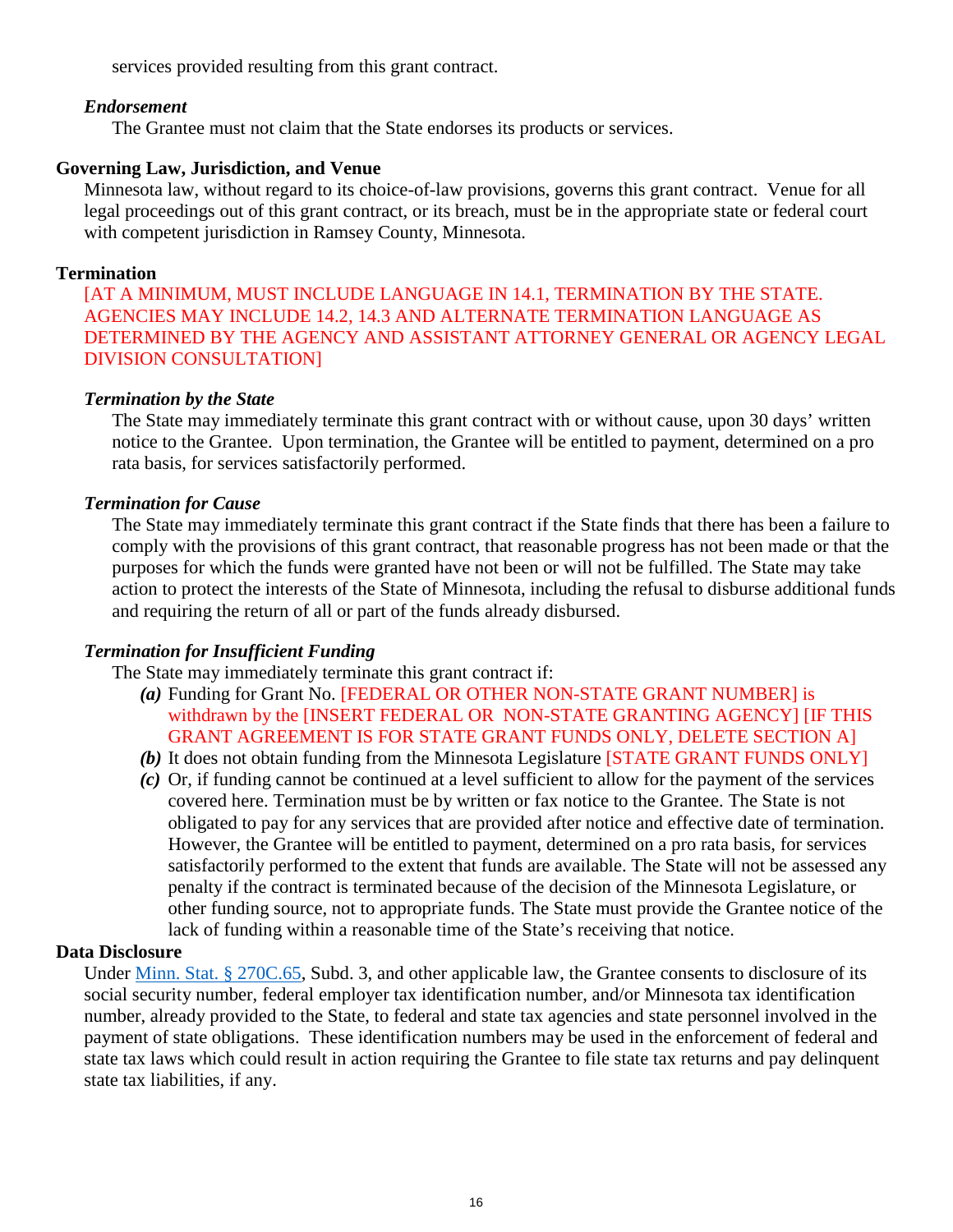services provided resulting from this grant contract.

### *Endorsement*

The Grantee must not claim that the State endorses its products or services.

## Governing Law, Jurisdiction, and Venue

Minnesota law, without regard to its choice-of-law provisions, governs this grant contract. Venue for all legal proceedings out of this grant contract, or its breach, must be in the appropriate state or federal court with competent jurisdiction in Ramsey County, Minnesota.

## Termination

[AT A MINIMUM, MUST INCLUDE LANGUAGE IN 14.1, TERMINATION BY THE STATE. AGENCIES MAY INCLUDE 14.2, 14.3 AND ALTERNATE TERMINATION LANGUAGE AS DETERMINED BY THE AGENCY AND ASSISTANT ATTORNEY GENERAL OR AGENCY LEGAL DIVISION CONSULTATION]

### *Termination by the State*

The State may immediately terminate this grant contract with or without cause, upon 30 days' written notice to the Grantee. Upon termination, the Grantee will be entitled to payment, determined on a pro rata basis, for services satisfactorily performed.

### *Termination for Cause*

The State may immediately terminate this grant contract if the State finds that there has been a failure to comply with the provisions of this grant contract, that reasonable progress has not been made or that the purposes for which the funds were granted have not been or will not be fulfilled. The State may take action to protect the interests of the State of Minnesota, including the refusal to disburse additional funds and requiring the return of all or part of the funds already disbursed.

### *Termination for Insufficient Funding*

The State may immediately terminate this grant contract if:

- ***(a)*** Funding for Grant No. [FEDERAL OR OTHER NON-STATE GRANT NUMBER] is withdrawn by the [INSERT FEDERAL OR NON-STATE GRANTING AGENCY] [IF THIS GRANT AGREEMENT IS FOR STATE GRANT FUNDS ONLY, DELETE SECTION A]
- ***(b)*** It does not obtain funding from the Minnesota Legislature [STATE GRANT FUNDS ONLY]
- ***(c)*** Or, if funding cannot be continued at a level sufficient to allow for the payment of the services covered here. Termination must be by written or fax notice to the Grantee. The State is not obligated to pay for any services that are provided after notice and effective date of termination. However, the Grantee will be entitled to payment, determined on a pro rata basis, for services satisfactorily performed to the extent that funds are available. The State will not be assessed any penalty if the contract is terminated because of the decision of the Minnesota Legislature, or other funding source, not to appropriate funds. The State must provide the Grantee notice of the lack of funding within a reasonable time of the State's receiving that notice.

## Data Disclosure

Under Minn. Stat. § 270C.65, Subd. 3, and other applicable law, the Grantee consents to disclosure of its social security number, federal employer tax identification number, and/or Minnesota tax identification number, already provided to the State, to federal and state tax agencies and state personnel involved in the payment of state obligations. These identification numbers may be used in the enforcement of federal and state tax laws which could result in action requiring the Grantee to file state tax returns and pay delinquent state tax liabilities, if any.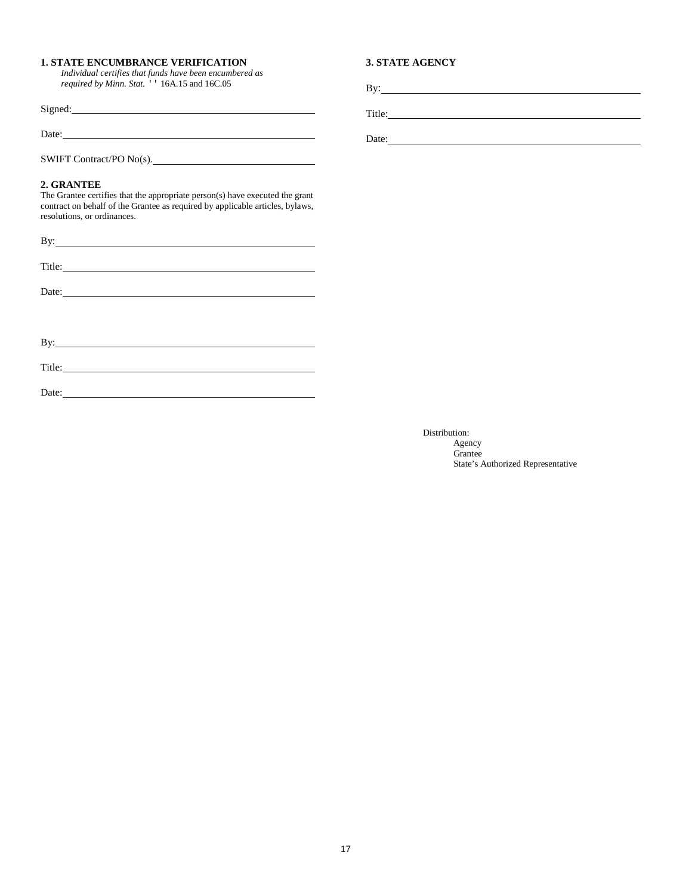**1. STATE ENCUMBRANCE VERIFICATION**

*Individual certifies that funds have been encumbered as required by Minn. Stat.* ' ' 16A.15 and 16C.05

Signed: ______________________________

Date: ______________________________

SWIFT Contract/PO No(s). ______________________________

**2. GRANTEE**

The Grantee certifies that the appropriate person(s) have executed the grant contract on behalf of the Grantee as required by applicable articles, bylaws, resolutions, or ordinances.

By: ______________________________

Title: ______________________________

Date: ______________________________

By: ______________________________

Title: ______________________________

Date: ______________________________

**3. STATE AGENCY**

By: ______________________________

Title: ______________________________

Date: ______________________________

Distribution:
- Agency
- Grantee
- State's Authorized Representative